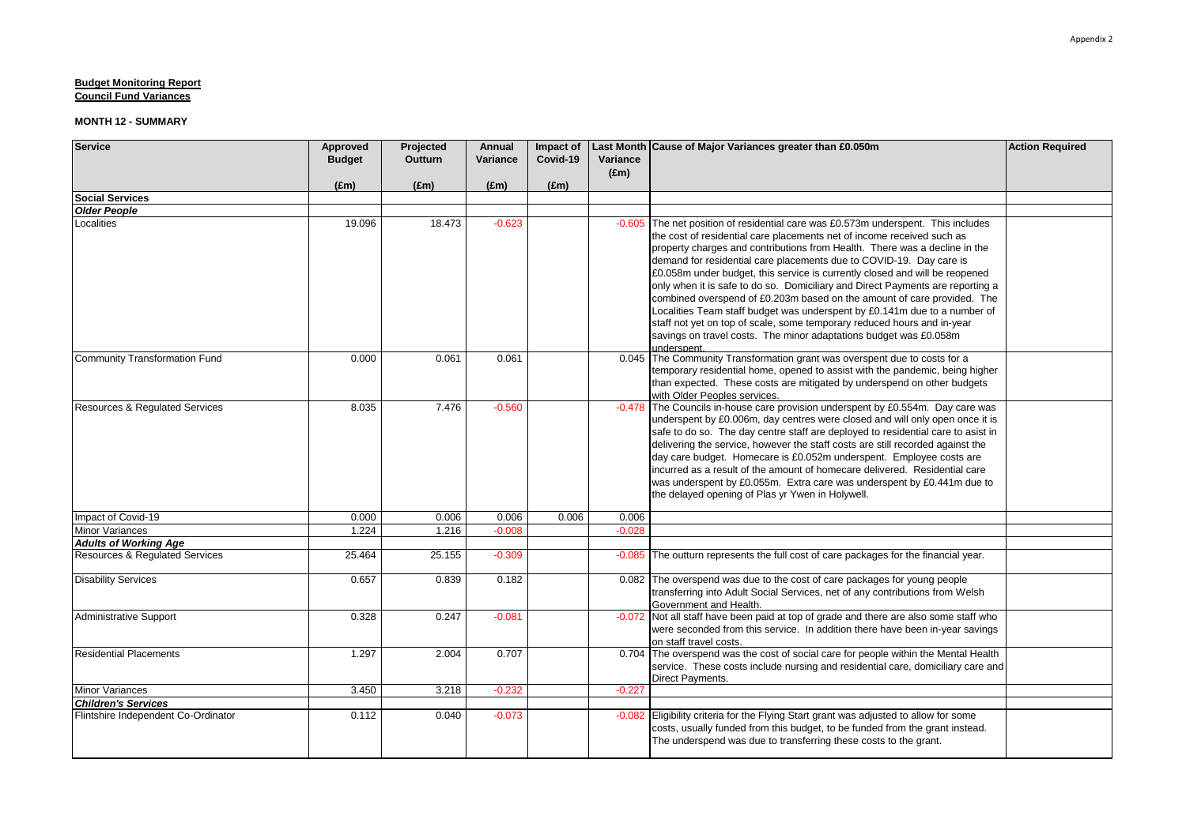Appendix 2

**Budget Monitoring Report**
**Council Fund Variances**

**MONTH 12 - SUMMARY**

| Service | Approved Budget (£m) | Projected Outturn (£m) | Annual Variance (£m) | Impact of Covid-19 (£m) | Last Month Variance (£m) | Cause of Major Variances greater than £0.050m | Action Required |
|---|---|---|---|---|---|---|---|
| **Social Services** | | | | | | | |
| ***Older People*** | | | | | | | |
| Localities | 19.096 | 18.473 | -0.623 | | -0.605 | The net position of residential care was £0.573m underspent. This includes the cost of residential care placements net of income received such as property charges and contributions from Health. There was a decline in the demand for residential care placements due to COVID-19. Day care is £0.058m under budget, this service is currently closed and will be reopened only when it is safe to do so. Domiciliary and Direct Payments are reporting a combined overspend of £0.203m based on the amount of care provided. The Localities Team staff budget was underspent by £0.141m due to a number of staff not yet on top of scale, some temporary reduced hours and in-year savings on travel costs. The minor adaptations budget was £0.058m underspent. | |
| Community Transformation Fund | 0.000 | 0.061 | 0.061 | | 0.045 | The Community Transformation grant was overspent due to costs for a temporary residential home, opened to assist with the pandemic, being higher than expected. These costs are mitigated by underspend on other budgets with Older Peoples services. | |
| Resources & Regulated Services | 8.035 | 7.476 | -0.560 | | -0.478 | The Councils in-house care provision underspent by £0.554m. Day care was underspent by £0.006m, day centres were closed and will only open once it is safe to do so. The day centre staff are deployed to residential care to assist in delivering the service, however the staff costs are still recorded against the day care budget. Homecare is £0.052m underspent. Employee costs are incurred as a result of the amount of homecare delivered. Residential care was underspent by £0.055m. Extra care was underspent by £0.441m due to the delayed opening of Plas yr Ywen in Holywell. | |
| Impact of Covid-19 | 0.000 | 0.006 | 0.006 | 0.006 | 0.006 | | |
| Minor Variances | 1.224 | 1.216 | -0.008 | | -0.028 | | |
| ***Adults of Working Age*** | | | | | | | |
| Resources & Regulated Services | 25.464 | 25.155 | -0.309 | | -0.085 | The outturn represents the full cost of care packages for the financial year. | |
| Disability Services | 0.657 | 0.839 | 0.182 | | 0.082 | The overspend was due to the cost of care packages for young people transferring into Adult Social Services, net of any contributions from Welsh Government and Health. | |
| Administrative Support | 0.328 | 0.247 | -0.081 | | -0.072 | Not all staff have been paid at top of grade and there are also some staff who were seconded from this service. In addition there have been in-year savings on staff travel costs. | |
| Residential Placements | 1.297 | 2.004 | 0.707 | | 0.704 | The overspend was the cost of social care for people within the Mental Health service. These costs include nursing and residential care, domiciliary care and Direct Payments. | |
| Minor Variances | 3.450 | 3.218 | -0.232 | | -0.227 | | |
| ***Children's Services*** | | | | | | | |
| Flintshire Independent Co-Ordinator | 0.112 | 0.040 | -0.073 | | -0.082 | Eligibility criteria for the Flying Start grant was adjusted to allow for some costs, usually funded from this budget, to be funded from the grant instead. The underspend was due to transferring these costs to the grant. | |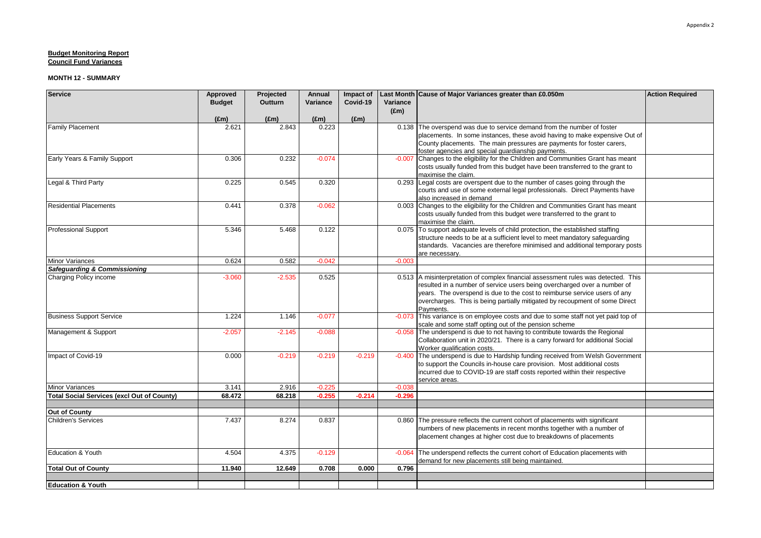Appendix 2

**Budget Monitoring Report**
**Council Fund Variances**

**MONTH 12 - SUMMARY**

| Service | Approved Budget | Projected Outturn | Annual Variance | Impact of Covid-19 | Last Month Variance (£m) | Cause of Major Variances greater than £0.050m | Action Required |
|---|---|---|---|---|---|---|---|
| | (£m) | (£m) | (£m) | (£m) | | | |
| Family Placement | 2.621 | 2.843 | 0.223 | | 0.138 | The overspend was due to service demand from the number of foster placements. In some instances, these avoid having to make expensive Out of County placements. The main pressures are payments for foster carers, foster agencies and special guardianship payments. | |
| Early Years & Family Support | 0.306 | 0.232 | -0.074 | | -0.007 | Changes to the eligibility for the Children and Communities Grant has meant costs usually funded from this budget have been transferred to the grant to maximise the claim. | |
| Legal & Third Party | 0.225 | 0.545 | 0.320 | | 0.293 | Legal costs are overspent due to the number of cases going through the courts and use of some external legal professionals. Direct Payments have also increased in demand | |
| Residential Placements | 0.441 | 0.378 | -0.062 | | 0.003 | Changes to the eligibility for the Children and Communities Grant has meant costs usually funded from this budget were transferred to the grant to maximise the claim. | |
| Professional Support | 5.346 | 5.468 | 0.122 | | 0.075 | To support adequate levels of child protection, the established staffing structure needs to be at a sufficient level to meet mandatory safeguarding standards. Vacancies are therefore minimised and additional temporary posts are necessary. | |
| Minor Variances | 0.624 | 0.582 | -0.042 | | -0.003 | | |
| ***Safeguarding & Commissioning*** | | | | | | | |
| Charging Policy income | -3.060 | -2.535 | 0.525 | | 0.513 | A misinterpretation of complex financial assessment rules was detected. This resulted in a number of service users being overcharged over a number of years. The overspend is due to the cost to reimburse service users of any overcharges. This is being partially mitigated by recoupment of some Direct Payments. | |
| Business Support Service | 1.224 | 1.146 | -0.077 | | -0.073 | This variance is on employee costs and due to some staff not yet paid top of scale and some staff opting out of the pension scheme | |
| Management & Support | -2.057 | -2.145 | -0.088 | | -0.058 | The underspend is due to not having to contribute towards the Regional Collaboration unit in 2020/21. There is a carry forward for additional Social Worker qualification costs. | |
| Impact of Covid-19 | 0.000 | -0.219 | -0.219 | -0.219 | -0.400 | The underspend is due to Hardship funding received from Welsh Government to support the Councils in-house care provision. Most additional costs incurred due to COVID-19 are staff costs reported within their respective service areas. | |
| Minor Variances | 3.141 | 2.916 | -0.225 | | -0.038 | | |
| **Total Social Services (excl Out of County)** | **68.472** | **68.218** | **-0.255** | **-0.214** | **-0.296** | | |
| | | | | | | | |
| **Out of County** | | | | | | | |
| Children's Services | 7.437 | 8.274 | 0.837 | | 0.860 | The pressure reflects the current cohort of placements with significant numbers of new placements in recent months together with a number of placement changes at higher cost due to breakdowns of placements | |
| Education & Youth | 4.504 | 4.375 | -0.129 | | -0.064 | The underspend reflects the current cohort of Education placements with demand for new placements still being maintained. | |
| **Total Out of County** | **11.940** | **12.649** | **0.708** | **0.000** | **0.796** | | |
| | | | | | | | |
| **Education & Youth** | | | | | | | |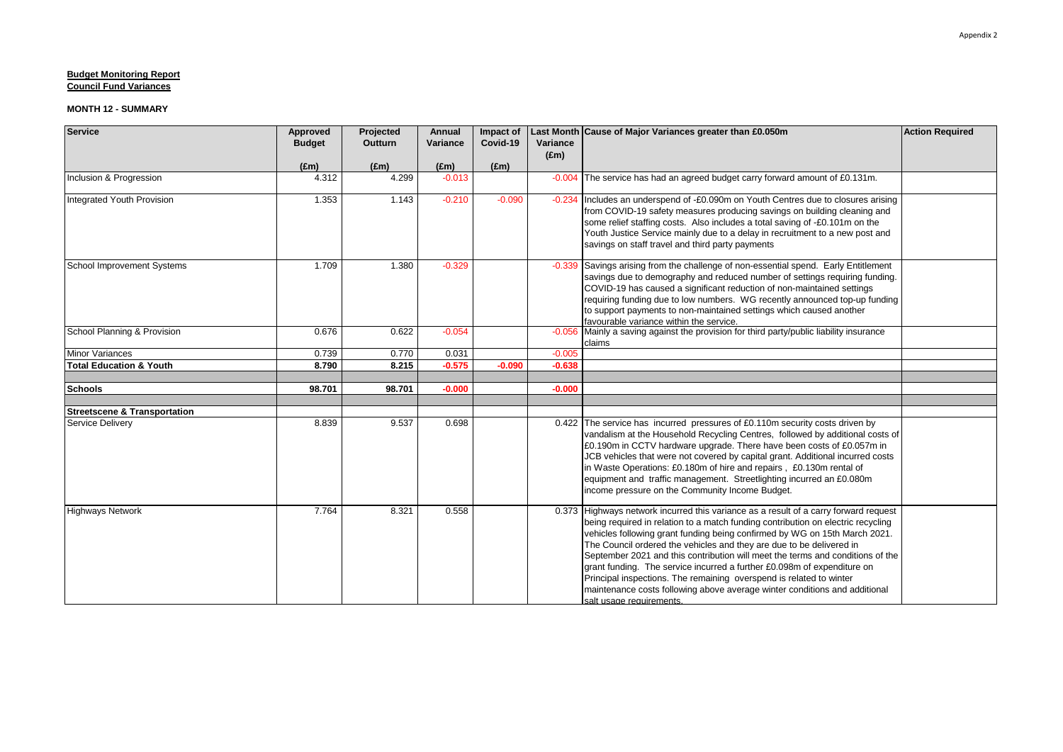**Budget Monitoring Report**
**Council Fund Variances**

**MONTH 12 - SUMMARY**

| Service | Approved Budget (£m) | Projected Outturn (£m) | Annual Variance (£m) | Impact of Covid-19 (£m) | Last Month Variance (£m) | Cause of Major Variances greater than £0.050m | Action Required |
|---|---|---|---|---|---|---|---|
| Inclusion & Progression | 4.312 | 4.299 | -0.013 | | -0.004 | The service has had an agreed budget carry forward amount of £0.131m. | |
| Integrated Youth Provision | 1.353 | 1.143 | -0.210 | -0.090 | -0.234 | Includes an underspend of -£0.090m on Youth Centres due to closures arising from COVID-19 safety measures producing savings on building cleaning and some relief staffing costs. Also includes a total saving of -£0.101m on the Youth Justice Service mainly due to a delay in recruitment to a new post and savings on staff travel and third party payments | |
| School Improvement Systems | 1.709 | 1.380 | -0.329 | | -0.339 | Savings arising from the challenge of non-essential spend. Early Entitlement savings due to demography and reduced number of settings requiring funding. COVID-19 has caused a significant reduction of non-maintained settings requiring funding due to low numbers. WG recently announced top-up funding to support payments to non-maintained settings which caused another favourable variance within the service. | |
| School Planning & Provision | 0.676 | 0.622 | -0.054 | | -0.056 | Mainly a saving against the provision for third party/public liability insurance claims | |
| Minor Variances | 0.739 | 0.770 | 0.031 | | -0.005 | | |
| **Total Education & Youth** | **8.790** | **8.215** | **-0.575** | **-0.090** | **-0.638** | | |
| | | | | | | | |
| **Schools** | **98.701** | **98.701** | **-0.000** | | **-0.000** | | |
| | | | | | | | |
| **Streetscene & Transportation** | | | | | | | |
| Service Delivery | 8.839 | 9.537 | 0.698 | | 0.422 | The service has incurred pressures of £0.110m security costs driven by vandalism at the Household Recycling Centres, followed by additional costs of £0.190m in CCTV hardware upgrade. There have been costs of £0.057m in JCB vehicles that were not covered by capital grant. Additional incurred costs in Waste Operations: £0.180m of hire and repairs , £0.130m rental of equipment and traffic management. Streetlighting incurred an £0.080m income pressure on the Community Income Budget. | |
| Highways Network | 7.764 | 8.321 | 0.558 | | 0.373 | Highways network incurred this variance as a result of a carry forward request being required in relation to a match funding contribution on electric recycling vehicles following grant funding being confirmed by WG on 15th March 2021. The Council ordered the vehicles and they are due to be delivered in September 2021 and this contribution will meet the terms and conditions of the grant funding. The service incurred a further £0.098m of expenditure on Principal inspections. The remaining overspend is related to winter maintenance costs following above average winter conditions and additional salt usage requirements. | |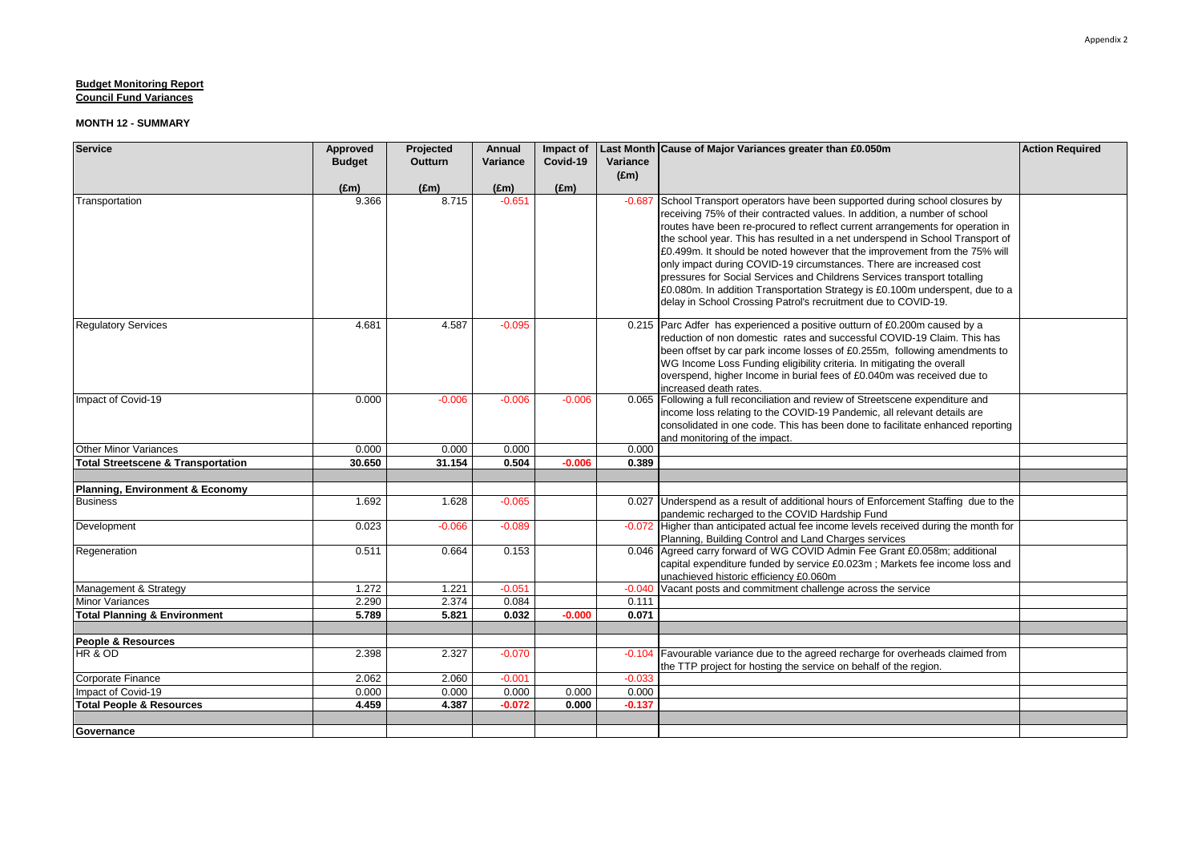Appendix 2

**Budget Monitoring Report**
**Council Fund Variances**

**MONTH 12 - SUMMARY**

| Service | Approved Budget (£m) | Projected Outturn (£m) | Annual Variance (£m) | Impact of Covid-19 (£m) | Last Month Variance (£m) | Cause of Major Variances greater than £0.050m | Action Required |
|---|---|---|---|---|---|---|---|
| Transportation | 9.366 | 8.715 | -0.651 | | -0.687 | School Transport operators have been supported during school closures by receiving 75% of their contracted values. In addition, a number of school routes have been re-procured to reflect current arrangements for operation in the school year. This has resulted in a net underspend in School Transport of £0.499m. It should be noted however that the improvement from the 75% will only impact during COVID-19 circumstances. There are increased cost pressures for Social Services and Childrens Services transport totalling £0.080m. In addition Transportation Strategy is £0.100m underspent, due to a delay in School Crossing Patrol's recruitment due to COVID-19. | |
| Regulatory Services | 4.681 | 4.587 | -0.095 | | 0.215 | Parc Adfer has experienced a positive outturn of £0.200m caused by a reduction of non domestic rates and successful COVID-19 Claim. This has been offset by car park income losses of £0.255m, following amendments to WG Income Loss Funding eligibility criteria. In mitigating the overall overspend, higher Income in burial fees of £0.040m was received due to increased death rates. | |
| Impact of Covid-19 | 0.000 | -0.006 | -0.006 | -0.006 | 0.065 | Following a full reconciliation and review of Streetscene expenditure and income loss relating to the COVID-19 Pandemic, all relevant details are consolidated in one code. This has been done to facilitate enhanced reporting and monitoring of the impact. | |
| Other Minor Variances | 0.000 | 0.000 | 0.000 | | 0.000 | | |
| **Total Streetscene & Transportation** | **30.650** | **31.154** | **0.504** | **-0.006** | **0.389** | | |
| | | | | | | | |
| **Planning, Environment & Economy** | | | | | | | |
| Business | 1.692 | 1.628 | -0.065 | | 0.027 | Underspend as a result of additional hours of Enforcement Staffing due to the pandemic recharged to the COVID Hardship Fund | |
| Development | 0.023 | -0.066 | -0.089 | | -0.072 | Higher than anticipated actual fee income levels received during the month for Planning, Building Control and Land Charges services | |
| Regeneration | 0.511 | 0.664 | 0.153 | | 0.046 | Agreed carry forward of WG COVID Admin Fee Grant £0.058m; additional capital expenditure funded by service £0.023m ; Markets fee income loss and unachieved historic efficiency £0.060m | |
| Management & Strategy | 1.272 | 1.221 | -0.051 | | -0.040 | Vacant posts and commitment challenge across the service | |
| Minor Variances | 2.290 | 2.374 | 0.084 | | 0.111 | | |
| **Total Planning & Environment** | **5.789** | **5.821** | **0.032** | **-0.000** | **0.071** | | |
| | | | | | | | |
| **People & Resources** | | | | | | | |
| HR & OD | 2.398 | 2.327 | -0.070 | | -0.104 | Favourable variance due to the agreed recharge for overheads claimed from the TTP project for hosting the service on behalf of the region. | |
| Corporate Finance | 2.062 | 2.060 | -0.001 | | -0.033 | | |
| Impact of Covid-19 | 0.000 | 0.000 | 0.000 | 0.000 | 0.000 | | |
| **Total People & Resources** | **4.459** | **4.387** | **-0.072** | **0.000** | **-0.137** | | |
| | | | | | | | |
| **Governance** | | | | | | | |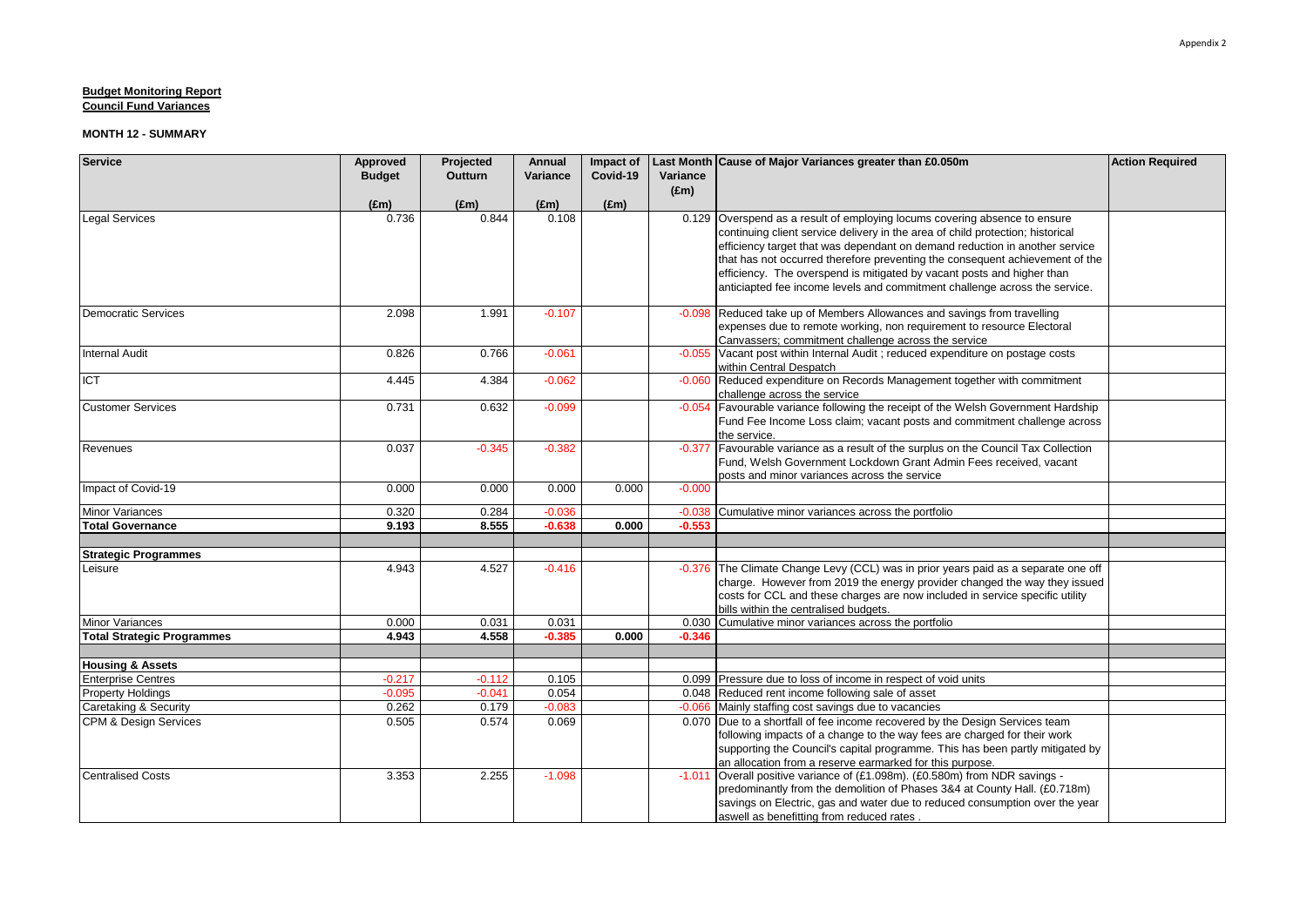Appendix 2

**Budget Monitoring Report**
**Council Fund Variances**

**MONTH 12 - SUMMARY**

| Service | Approved Budget | Projected Outturn | Annual Variance | Impact of Covid-19 | Last Month Variance (£m) | Cause of Major Variances greater than £0.050m | Action Required |
|---|---|---|---|---|---|---|---|
| | (£m) | (£m) | (£m) | (£m) | | | |
| Legal Services | 0.736 | 0.844 | 0.108 | | 0.129 | Overspend as a result of employing locums covering absence to ensure continuing client service delivery in the area of child protection; historical efficiency target that was dependant on demand reduction in another service that has not occurred therefore preventing the consequent achievement of the efficiency. The overspend is mitigated by vacant posts and higher than anticiapted fee income levels and commitment challenge across the service. | |
| Democratic Services | 2.098 | 1.991 | -0.107 | | -0.098 | Reduced take up of Members Allowances and savings from travelling expenses due to remote working, non requirement to resource Electoral Canvassers; commitment challenge across the service | |
| Internal Audit | 0.826 | 0.766 | -0.061 | | -0.055 | Vacant post within Internal Audit ; reduced expenditure on postage costs within Central Despatch | |
| ICT | 4.445 | 4.384 | -0.062 | | -0.060 | Reduced expenditure on Records Management together with commitment challenge across the service | |
| Customer Services | 0.731 | 0.632 | -0.099 | | -0.054 | Favourable variance following the receipt of the Welsh Government Hardship Fund Fee Income Loss claim; vacant posts and commitment challenge across the service. | |
| Revenues | 0.037 | -0.345 | -0.382 | | -0.377 | Favourable variance as a result of the surplus on the Council Tax Collection Fund, Welsh Government Lockdown Grant Admin Fees received, vacant posts and minor variances across the service | |
| Impact of Covid-19 | 0.000 | 0.000 | 0.000 | 0.000 | -0.000 | | |
| Minor Variances | 0.320 | 0.284 | -0.036 | | -0.038 | Cumulative minor variances across the portfolio | |
| **Total Governance** | **9.193** | **8.555** | **-0.638** | **0.000** | **-0.553** | | |
| | | | | | | | |
| **Strategic Programmes** | | | | | | | |
| Leisure | 4.943 | 4.527 | -0.416 | | -0.376 | The Climate Change Levy (CCL) was in prior years paid as a separate one off charge. However from 2019 the energy provider changed the way they issued costs for CCL and these charges are now included in service specific utility bills within the centralised budgets. | |
| Minor Variances | 0.000 | 0.031 | 0.031 | | 0.030 | Cumulative minor variances across the portfolio | |
| **Total Strategic Programmes** | **4.943** | **4.558** | **-0.385** | **0.000** | **-0.346** | | |
| | | | | | | | |
| **Housing & Assets** | | | | | | | |
| Enterprise Centres | -0.217 | -0.112 | 0.105 | | 0.099 | Pressure due to loss of income in respect of void units | |
| Property Holdings | -0.095 | -0.041 | 0.054 | | 0.048 | Reduced rent income following sale of asset | |
| Caretaking & Security | 0.262 | 0.179 | -0.083 | | -0.066 | Mainly staffing cost savings due to vacancies | |
| CPM & Design Services | 0.505 | 0.574 | 0.069 | | 0.070 | Due to a shortfall of fee income recovered by the Design Services team following impacts of a change to the way fees are charged for their work supporting the Council's capital programme. This has been partly mitigated by an allocation from a reserve earmarked for this purpose. | |
| Centralised Costs | 3.353 | 2.255 | -1.098 | | -1.011 | Overall positive variance of (£1.098m). (£0.580m) from NDR savings - predominantly from the demolition of Phases 3&4 at County Hall. (£0.718m) savings on Electric, gas and water due to reduced consumption over the year aswell as benefitting from reduced rates . | |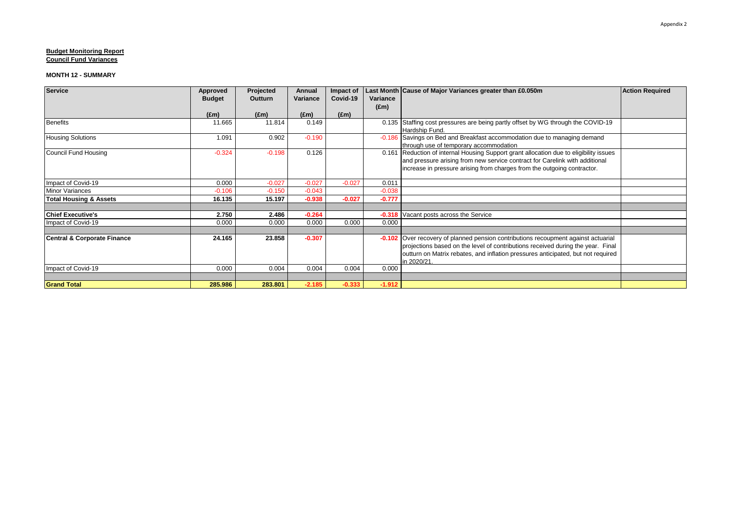Appendix 2

**Budget Monitoring Report**
**Council Fund Variances**

**MONTH 12 - SUMMARY**

| Service | Approved Budget (£m) | Projected Outturn (£m) | Annual Variance (£m) | Impact of Covid-19 (£m) | Last Month Variance (£m) | Cause of Major Variances greater than £0.050m | Action Required |
|---|---|---|---|---|---|---|---|
| Benefits | 11.665 | 11.814 | 0.149 | | 0.135 | Staffing cost pressures are being partly offset by WG through the COVID-19 Hardship Fund. | |
| Housing Solutions | 1.091 | 0.902 | -0.190 | | -0.186 | Savings on Bed and Breakfast accommodation due to managing demand through use of temporary accommodation | |
| Council Fund Housing | -0.324 | -0.198 | 0.126 | | 0.161 | Reduction of internal Housing Support grant allocation due to eligibility issues and pressure arising from new service contract for Carelink with additional increase in pressure arising from charges from the outgoing contractor. | |
| Impact of Covid-19 | 0.000 | -0.027 | -0.027 | -0.027 | 0.011 | | |
| Minor Variances | -0.106 | -0.150 | -0.043 | | -0.038 | | |
| **Total Housing & Assets** | **16.135** | **15.197** | **-0.938** | **-0.027** | **-0.777** | | |
| | | | | | | | |
| **Chief Executive's** | **2.750** | **2.486** | **-0.264** | | **-0.318** | Vacant posts across the Service | |
| Impact of Covid-19 | 0.000 | 0.000 | 0.000 | 0.000 | 0.000 | | |
| | | | | | | | |
| **Central & Corporate Finance** | **24.165** | **23.858** | **-0.307** | | **-0.102** | Over recovery of planned pension contributions recoupment against actuarial projections based on the level of contributions received during the year. Final outturn on Matrix rebates, and inflation pressures anticipated, but not required in 2020/21. | |
| Impact of Covid-19 | 0.000 | 0.004 | 0.004 | 0.004 | 0.000 | | |
| | | | | | | | |
| **Grand Total** | **285.986** | **283.801** | **-2.185** | **-0.333** | **-1.912** | | |